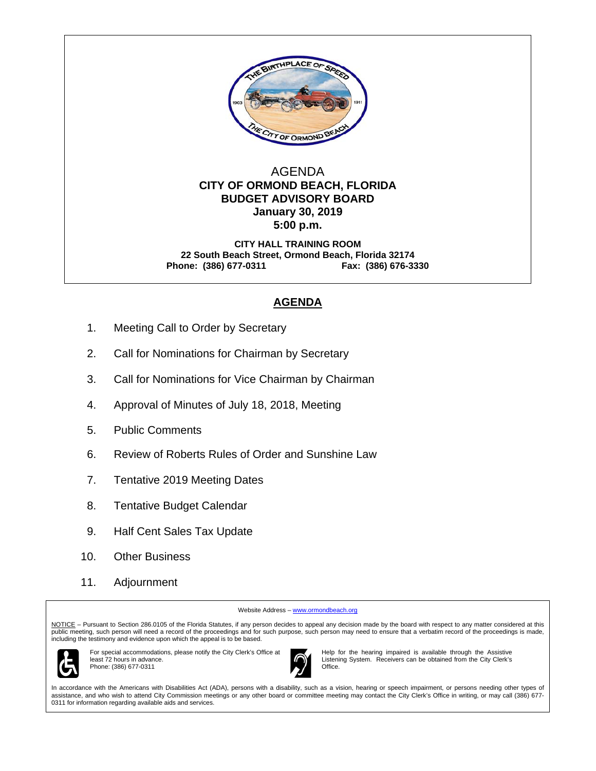# AGENDA

## CITY OF ORMOND BEACH, FLORIDA
## BUDGET ADVISORY BOARD
## January 30, 2019
## 5:00 p.m.

**CITY HALL TRAINING ROOM**
**22 South Beach Street, Ormond Beach, Florida 32174**
**Phone: (386) 677-0311 Fax: (386) 676-3330**

## AGENDA

1. Meeting Call to Order by Secretary
2. Call for Nominations for Chairman by Secretary
3. Call for Nominations for Vice Chairman by Chairman
4. Approval of Minutes of July 18, 2018, Meeting
5. Public Comments
6. Review of Roberts Rules of Order and Sunshine Law
7. Tentative 2019 Meeting Dates
8. Tentative Budget Calendar
9. Half Cent Sales Tax Update
10. Other Business
11. Adjournment

---

Website Address – www.ormondbeach.org

NOTICE – Pursuant to Section 286.0105 of the Florida Statutes, if any person decides to appeal any decision made by the board with respect to any matter considered at this public meeting, such person will need a record of the proceedings and for such purpose, such person may need to ensure that a verbatim record of the proceedings is made, including the testimony and evidence upon which the appeal is to be based.

For special accommodations, please notify the City Clerk's Office at least 72 hours in advance. Phone: (386) 677-0311

Help for the hearing impaired is available through the Assistive Listening System. Receivers can be obtained from the City Clerk's Office.

In accordance with the Americans with Disabilities Act (ADA), persons with a disability, such as a vision, hearing or speech impairment, or persons needing other types of assistance, and who wish to attend City Commission meetings or any other board or committee meeting may contact the City Clerk's Office in writing, or may call (386) 677-0311 for information regarding available aids and services.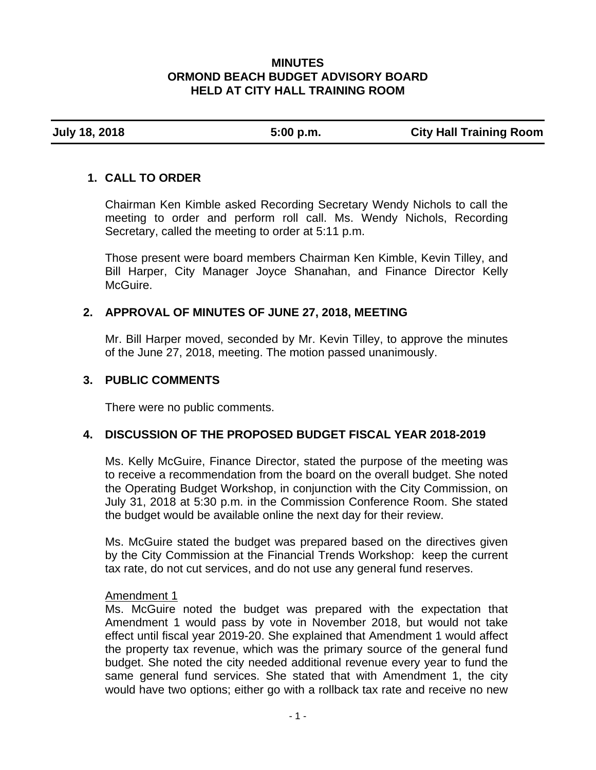# MINUTES
# ORMOND BEACH BUDGET ADVISORY BOARD
# HELD AT CITY HALL TRAINING ROOM

| July 18, 2018 | 5:00 p.m. | City Hall Training Room |
|---|---|---|

## 1. CALL TO ORDER

Chairman Ken Kimble asked Recording Secretary Wendy Nichols to call the meeting to order and perform roll call. Ms. Wendy Nichols, Recording Secretary, called the meeting to order at 5:11 p.m.

Those present were board members Chairman Ken Kimble, Kevin Tilley, and Bill Harper, City Manager Joyce Shanahan, and Finance Director Kelly McGuire.

## 2. APPROVAL OF MINUTES OF JUNE 27, 2018, MEETING

Mr. Bill Harper moved, seconded by Mr. Kevin Tilley, to approve the minutes of the June 27, 2018, meeting. The motion passed unanimously.

## 3. PUBLIC COMMENTS

There were no public comments.

## 4. DISCUSSION OF THE PROPOSED BUDGET FISCAL YEAR 2018-2019

Ms. Kelly McGuire, Finance Director, stated the purpose of the meeting was to receive a recommendation from the board on the overall budget. She noted the Operating Budget Workshop, in conjunction with the City Commission, on July 31, 2018 at 5:30 p.m. in the Commission Conference Room. She stated the budget would be available online the next day for their review.

Ms. McGuire stated the budget was prepared based on the directives given by the City Commission at the Financial Trends Workshop: keep the current tax rate, do not cut services, and do not use any general fund reserves.

Amendment 1

Ms. McGuire noted the budget was prepared with the expectation that Amendment 1 would pass by vote in November 2018, but would not take effect until fiscal year 2019-20. She explained that Amendment 1 would affect the property tax revenue, which was the primary source of the general fund budget. She noted the city needed additional revenue every year to fund the same general fund services. She stated that with Amendment 1, the city would have two options; either go with a rollback tax rate and receive no new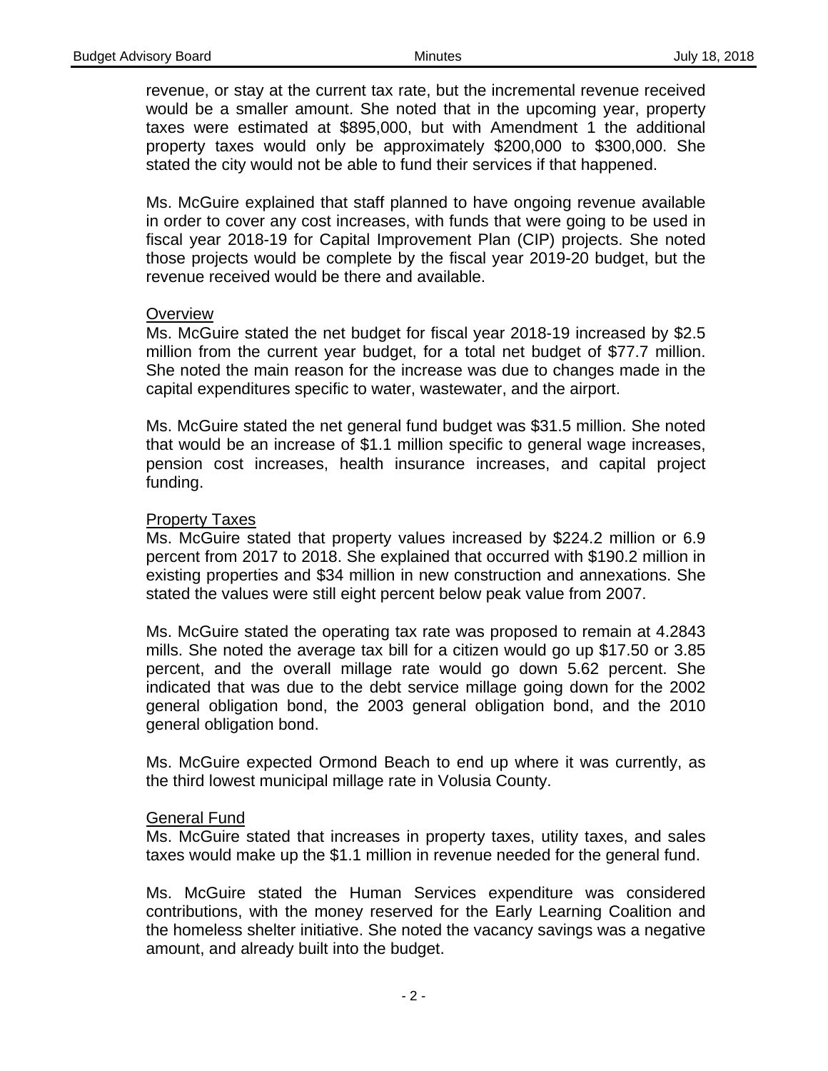revenue, or stay at the current tax rate, but the incremental revenue received would be a smaller amount. She noted that in the upcoming year, property taxes were estimated at $895,000, but with Amendment 1 the additional property taxes would only be approximately $200,000 to $300,000. She stated the city would not be able to fund their services if that happened.

Ms. McGuire explained that staff planned to have ongoing revenue available in order to cover any cost increases, with funds that were going to be used in fiscal year 2018-19 for Capital Improvement Plan (CIP) projects. She noted those projects would be complete by the fiscal year 2019-20 budget, but the revenue received would be there and available.

Overview

Ms. McGuire stated the net budget for fiscal year 2018-19 increased by $2.5 million from the current year budget, for a total net budget of $77.7 million. She noted the main reason for the increase was due to changes made in the capital expenditures specific to water, wastewater, and the airport.

Ms. McGuire stated the net general fund budget was $31.5 million. She noted that would be an increase of $1.1 million specific to general wage increases, pension cost increases, health insurance increases, and capital project funding.

Property Taxes

Ms. McGuire stated that property values increased by $224.2 million or 6.9 percent from 2017 to 2018. She explained that occurred with $190.2 million in existing properties and $34 million in new construction and annexations. She stated the values were still eight percent below peak value from 2007.

Ms. McGuire stated the operating tax rate was proposed to remain at 4.2843 mills. She noted the average tax bill for a citizen would go up $17.50 or 3.85 percent, and the overall millage rate would go down 5.62 percent. She indicated that was due to the debt service millage going down for the 2002 general obligation bond, the 2003 general obligation bond, and the 2010 general obligation bond.

Ms. McGuire expected Ormond Beach to end up where it was currently, as the third lowest municipal millage rate in Volusia County.

General Fund

Ms. McGuire stated that increases in property taxes, utility taxes, and sales taxes would make up the $1.1 million in revenue needed for the general fund.

Ms. McGuire stated the Human Services expenditure was considered contributions, with the money reserved for the Early Learning Coalition and the homeless shelter initiative. She noted the vacancy savings was a negative amount, and already built into the budget.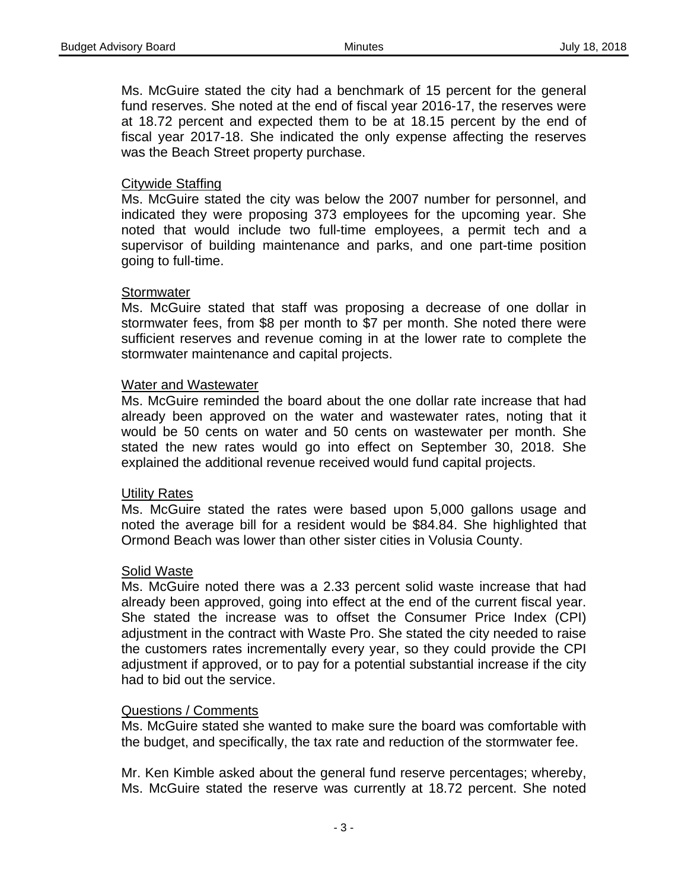Ms. McGuire stated the city had a benchmark of 15 percent for the general fund reserves. She noted at the end of fiscal year 2016-17, the reserves were at 18.72 percent and expected them to be at 18.15 percent by the end of fiscal year 2017-18. She indicated the only expense affecting the reserves was the Beach Street property purchase.

Citywide Staffing

Ms. McGuire stated the city was below the 2007 number for personnel, and indicated they were proposing 373 employees for the upcoming year. She noted that would include two full-time employees, a permit tech and a supervisor of building maintenance and parks, and one part-time position going to full-time.

Stormwater

Ms. McGuire stated that staff was proposing a decrease of one dollar in stormwater fees, from $8 per month to $7 per month. She noted there were sufficient reserves and revenue coming in at the lower rate to complete the stormwater maintenance and capital projects.

Water and Wastewater

Ms. McGuire reminded the board about the one dollar rate increase that had already been approved on the water and wastewater rates, noting that it would be 50 cents on water and 50 cents on wastewater per month. She stated the new rates would go into effect on September 30, 2018. She explained the additional revenue received would fund capital projects.

Utility Rates

Ms. McGuire stated the rates were based upon 5,000 gallons usage and noted the average bill for a resident would be $84.84. She highlighted that Ormond Beach was lower than other sister cities in Volusia County.

Solid Waste

Ms. McGuire noted there was a 2.33 percent solid waste increase that had already been approved, going into effect at the end of the current fiscal year. She stated the increase was to offset the Consumer Price Index (CPI) adjustment in the contract with Waste Pro. She stated the city needed to raise the customers rates incrementally every year, so they could provide the CPI adjustment if approved, or to pay for a potential substantial increase if the city had to bid out the service.

Questions / Comments

Ms. McGuire stated she wanted to make sure the board was comfortable with the budget, and specifically, the tax rate and reduction of the stormwater fee.

Mr. Ken Kimble asked about the general fund reserve percentages; whereby, Ms. McGuire stated the reserve was currently at 18.72 percent. She noted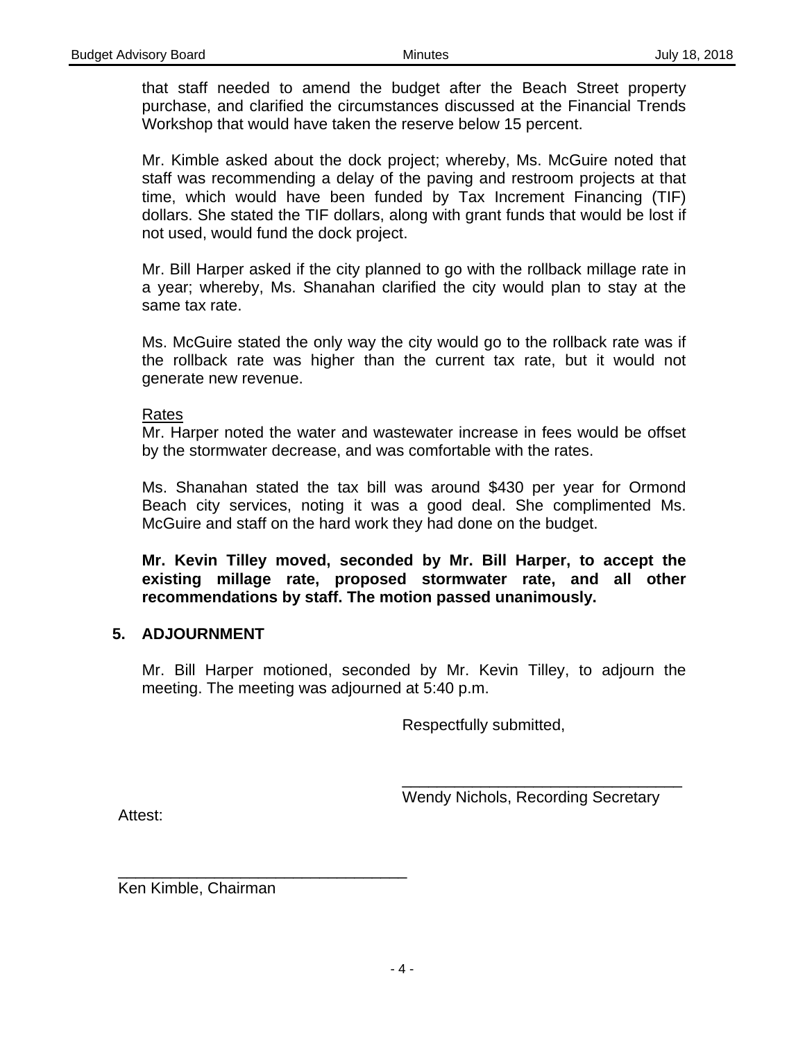that staff needed to amend the budget after the Beach Street property purchase, and clarified the circumstances discussed at the Financial Trends Workshop that would have taken the reserve below 15 percent.

Mr. Kimble asked about the dock project; whereby, Ms. McGuire noted that staff was recommending a delay of the paving and restroom projects at that time, which would have been funded by Tax Increment Financing (TIF) dollars. She stated the TIF dollars, along with grant funds that would be lost if not used, would fund the dock project.

Mr. Bill Harper asked if the city planned to go with the rollback millage rate in a year; whereby, Ms. Shanahan clarified the city would plan to stay at the same tax rate.

Ms. McGuire stated the only way the city would go to the rollback rate was if the rollback rate was higher than the current tax rate, but it would not generate new revenue.

Rates

Mr. Harper noted the water and wastewater increase in fees would be offset by the stormwater decrease, and was comfortable with the rates.

Ms. Shanahan stated the tax bill was around $430 per year for Ormond Beach city services, noting it was a good deal. She complimented Ms. McGuire and staff on the hard work they had done on the budget.

**Mr. Kevin Tilley moved, seconded by Mr. Bill Harper, to accept the existing millage rate, proposed stormwater rate, and all other recommendations by staff. The motion passed unanimously.**

## 5. ADJOURNMENT

Mr. Bill Harper motioned, seconded by Mr. Kevin Tilley, to adjourn the meeting. The meeting was adjourned at 5:40 p.m.

Respectfully submitted,

_______________________________
Wendy Nichols, Recording Secretary

Attest:

_______________________________
Ken Kimble, Chairman